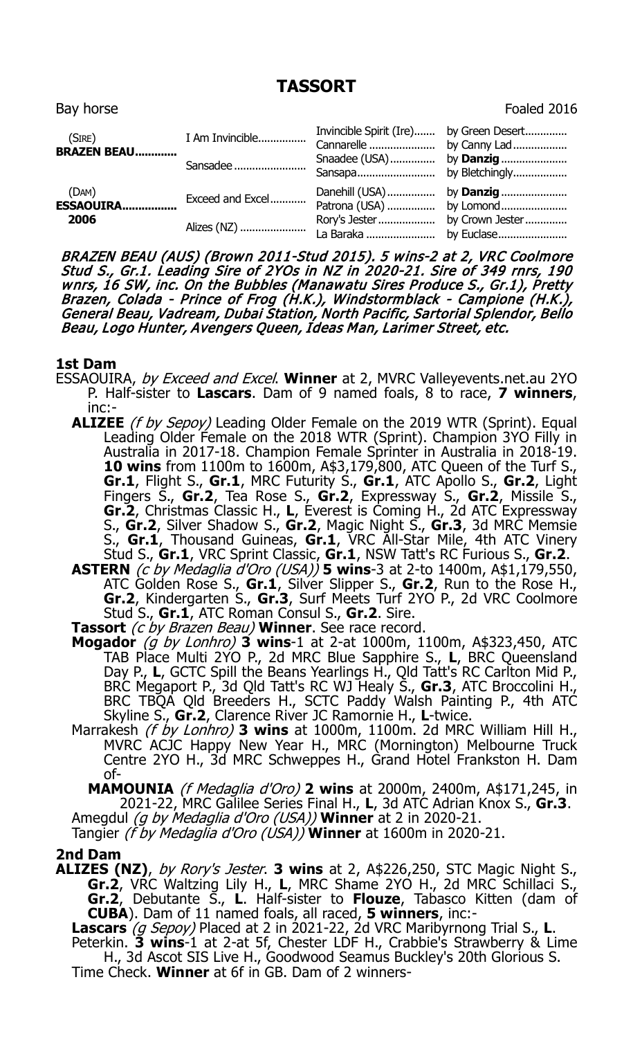# TASSORT

Bay horse | Foaled 2016

| | | | |
|---|---|---|---|
| (SIRE) **BRAZEN BEAU** | I Am Invincible | Invincible Spirit (Ire) | by Green Desert |
| | | Cannarelle | by Canny Lad |
| | Sansadee | Snaadee (USA) | by **Danzig** |
| | | Sansapa | by Bletchingly |
| (DAM) **ESSAOUIRA** 2006 | Exceed and Excel | Danehill (USA) | by **Danzig** |
| | | Patrona (USA) | by Lomond |
| | Alizes (NZ) | Rory's Jester | by Crown Jester |
| | | La Baraka | by Euclase |

*BRAZEN BEAU (AUS) (Brown 2011-Stud 2015). 5 wins-2 at 2, VRC Coolmore Stud S., Gr.1. Leading Sire of 2YOs in NZ in 2020-21. Sire of 349 rnrs, 190 wnrs, 16 SW, inc. On the Bubbles (Manawatu Sires Produce S., Gr.1), Pretty Brazen, Colada - Prince of Frog (H.K.), Windstormblack - Campione (H.K.), General Beau, Vadream, Dubai Station, North Pacific, Sartorial Splendor, Bello Beau, Logo Hunter, Avengers Queen, Ideas Man, Larimer Street, etc.*

## 1st Dam

ESSAOUIRA, *by Exceed and Excel*. **Winner** at 2, MVRC Valleyevents.net.au 2YO P. Half-sister to **Lascars**. Dam of 9 named foals, 8 to race, **7 winners**, inc:-

- **ALIZEE** *(f by Sepoy)* Leading Older Female on the 2019 WTR (Sprint). Equal Leading Older Female on the 2018 WTR (Sprint). Champion 3YO Filly in Australia in 2017-18. Champion Female Sprinter in Australia in 2018-19. **10 wins** from 1100m to 1600m, A$3,179,800, ATC Queen of the Turf S., **Gr.1**, Flight S., **Gr.1**, MRC Futurity S., **Gr.1**, ATC Apollo S., **Gr.2**, Light Fingers S., **Gr.2**, Tea Rose S., **Gr.2**, Expressway S., **Gr.2**, Missile S., **Gr.2**, Christmas Classic H., **L**, Everest is Coming H., 2d ATC Expressway S., **Gr.2**, Silver Shadow S., **Gr.2**, Magic Night S., **Gr.3**, 3d MRC Memsie S., **Gr.1**, Thousand Guineas, **Gr.1**, VRC All-Star Mile, 4th ATC Vinery Stud S., **Gr.1**, VRC Sprint Classic, **Gr.1**, NSW Tatt's RC Furious S., **Gr.2**.
- **ASTERN** *(c by Medaglia d'Oro (USA))* **5 wins**-3 at 2-to 1400m, A$1,179,550, ATC Golden Rose S., **Gr.1**, Silver Slipper S., **Gr.2**, Run to the Rose H., **Gr.2**, Kindergarten S., **Gr.3**, Surf Meets Turf 2YO P., 2d VRC Coolmore Stud S., **Gr.1**, ATC Roman Consul S., **Gr.2**. Sire.
- **Tassort** *(c by Brazen Beau)* **Winner**. See race record.
- **Mogador** *(g by Lonhro)* **3 wins**-1 at 2-at 1000m, 1100m, A$323,450, ATC TAB Place Multi 2YO P., 2d MRC Blue Sapphire S., **L**, BRC Queensland Day P., **L**, GCTC Spill the Beans Yearlings H., Qld Tatt's RC Carlton Mid P., BRC Megaport P., 3d Qld Tatt's RC WJ Healy S., **Gr.3**, ATC Broccolini H., BRC TBQA Qld Breeders H., SCTC Paddy Walsh Painting P., 4th ATC Skyline S., **Gr.2**, Clarence River JC Ramornie H., **L**-twice.
- Marrakesh *(f by Lonhro)* **3 wins** at 1000m, 1100m. 2d MRC William Hill H., MVRC ACJC Happy New Year H., MRC (Mornington) Melbourne Truck Centre 2YO H., 3d MRC Schweppes H., Grand Hotel Frankston H. Dam of-
  - **MAMOUNIA** *(f Medaglia d'Oro)* **2 wins** at 2000m, 2400m, A$171,245, in 2021-22, MRC Galilee Series Final H., **L**, 3d ATC Adrian Knox S., **Gr.3**.
- Amegdul *(g by Medaglia d'Oro (USA))* **Winner** at 2 in 2020-21.
- Tangier *(f by Medaglia d'Oro (USA))* **Winner** at 1600m in 2020-21.

## 2nd Dam

**ALIZES (NZ)**, *by Rory's Jester*. **3 wins** at 2, A$226,250, STC Magic Night S., **Gr.2**, VRC Waltzing Lily H., **L**, MRC Shame 2YO H., 2d MRC Schillaci S., **Gr.2**, Debutante S., **L**. Half-sister to **Flouze**, Tabasco Kitten (dam of **CUBA**). Dam of 11 named foals, all raced, **5 winners**, inc:-

- **Lascars** *(g Sepoy)* Placed at 2 in 2021-22, 2d VRC Maribyrnong Trial S., **L**.
- Peterkin. **3 wins**-1 at 2-at 5f, Chester LDF H., Crabbie's Strawberry & Lime H., 3d Ascot SIS Live H., Goodwood Seamus Buckley's 20th Glorious S.
- Time Check. **Winner** at 6f in GB. Dam of 2 winners-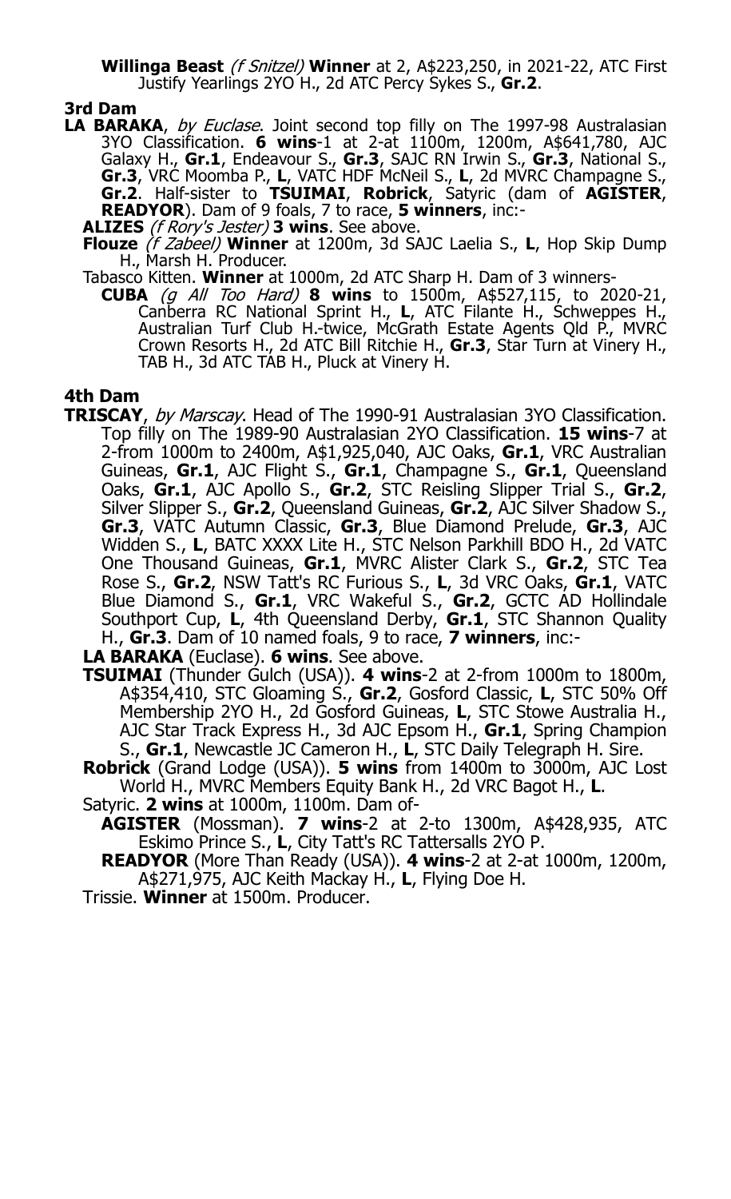**Willinga Beast** *(f Snitzel)* **Winner** at 2, A$223,250, in 2021-22, ATC First Justify Yearlings 2YO H., 2d ATC Percy Sykes S., **Gr.2**.

**3rd Dam**

**LA BARAKA**, *by Euclase*. Joint second top filly on The 1997-98 Australasian 3YO Classification. **6 wins**-1 at 2-at 1100m, 1200m, A$641,780, AJC Galaxy H., **Gr.1**, Endeavour S., **Gr.3**, SAJC RN Irwin S., **Gr.3**, National S., **Gr.3**, VRC Moomba P., **L**, VATC HDF McNeil S., **L**, 2d MVRC Champagne S., **Gr.2**. Half-sister to **TSUIMAI**, **Robrick**, Satyric (dam of **AGISTER**, **READYOR**). Dam of 9 foals, 7 to race, **5 winners**, inc:-

**ALIZES** *(f Rory's Jester)* **3 wins**. See above.

**Flouze** *(f Zabeel)* **Winner** at 1200m, 3d SAJC Laelia S., **L**, Hop Skip Dump H., Marsh H. Producer.

Tabasco Kitten. **Winner** at 1000m, 2d ATC Sharp H. Dam of 3 winners-

**CUBA** *(g All Too Hard)* **8 wins** to 1500m, A$527,115, to 2020-21, Canberra RC National Sprint H., **L**, ATC Filante H., Schweppes H., Australian Turf Club H.-twice, McGrath Estate Agents Qld P., MVRC Crown Resorts H., 2d ATC Bill Ritchie H., **Gr.3**, Star Turn at Vinery H., TAB H., 3d ATC TAB H., Pluck at Vinery H.

**4th Dam**

**TRISCAY**, *by Marscay*. Head of The 1990-91 Australasian 3YO Classification. Top filly on The 1989-90 Australasian 2YO Classification. **15 wins**-7 at 2-from 1000m to 2400m, A$1,925,040, AJC Oaks, **Gr.1**, VRC Australian Guineas, **Gr.1**, AJC Flight S., **Gr.1**, Champagne S., **Gr.1**, Queensland Oaks, **Gr.1**, AJC Apollo S., **Gr.2**, STC Reisling Slipper Trial S., **Gr.2**, Silver Slipper S., **Gr.2**, Queensland Guineas, **Gr.2**, AJC Silver Shadow S., **Gr.3**, VATC Autumn Classic, **Gr.3**, Blue Diamond Prelude, **Gr.3**, AJC Widden S., **L**, BATC XXXX Lite H., STC Nelson Parkhill BDO H., 2d VATC One Thousand Guineas, **Gr.1**, MVRC Alister Clark S., **Gr.2**, STC Tea Rose S., **Gr.2**, NSW Tatt's RC Furious S., **L**, 3d VRC Oaks, **Gr.1**, VATC Blue Diamond S., **Gr.1**, VRC Wakeful S., **Gr.2**, GCTC AD Hollindale Southport Cup, **L**, 4th Queensland Derby, **Gr.1**, STC Shannon Quality H., **Gr.3**. Dam of 10 named foals, 9 to race, **7 winners**, inc:-

**LA BARAKA** (Euclase). **6 wins**. See above.

**TSUIMAI** (Thunder Gulch (USA)). **4 wins**-2 at 2-from 1000m to 1800m, A$354,410, STC Gloaming S., **Gr.2**, Gosford Classic, **L**, STC 50% Off Membership 2YO H., 2d Gosford Guineas, **L**, STC Stowe Australia H., AJC Star Track Express H., 3d AJC Epsom H., **Gr.1**, Spring Champion S., **Gr.1**, Newcastle JC Cameron H., **L**, STC Daily Telegraph H. Sire.

**Robrick** (Grand Lodge (USA)). **5 wins** from 1400m to 3000m, AJC Lost World H., MVRC Members Equity Bank H., 2d VRC Bagot H., **L**.

Satyric. **2 wins** at 1000m, 1100m. Dam of-

**AGISTER** (Mossman). **7 wins**-2 at 2-to 1300m, A$428,935, ATC Eskimo Prince S., **L**, City Tatt's RC Tattersalls 2YO P.

**READYOR** (More Than Ready (USA)). **4 wins**-2 at 2-at 1000m, 1200m, A$271,975, AJC Keith Mackay H., **L**, Flying Doe H.

Trissie. **Winner** at 1500m. Producer.